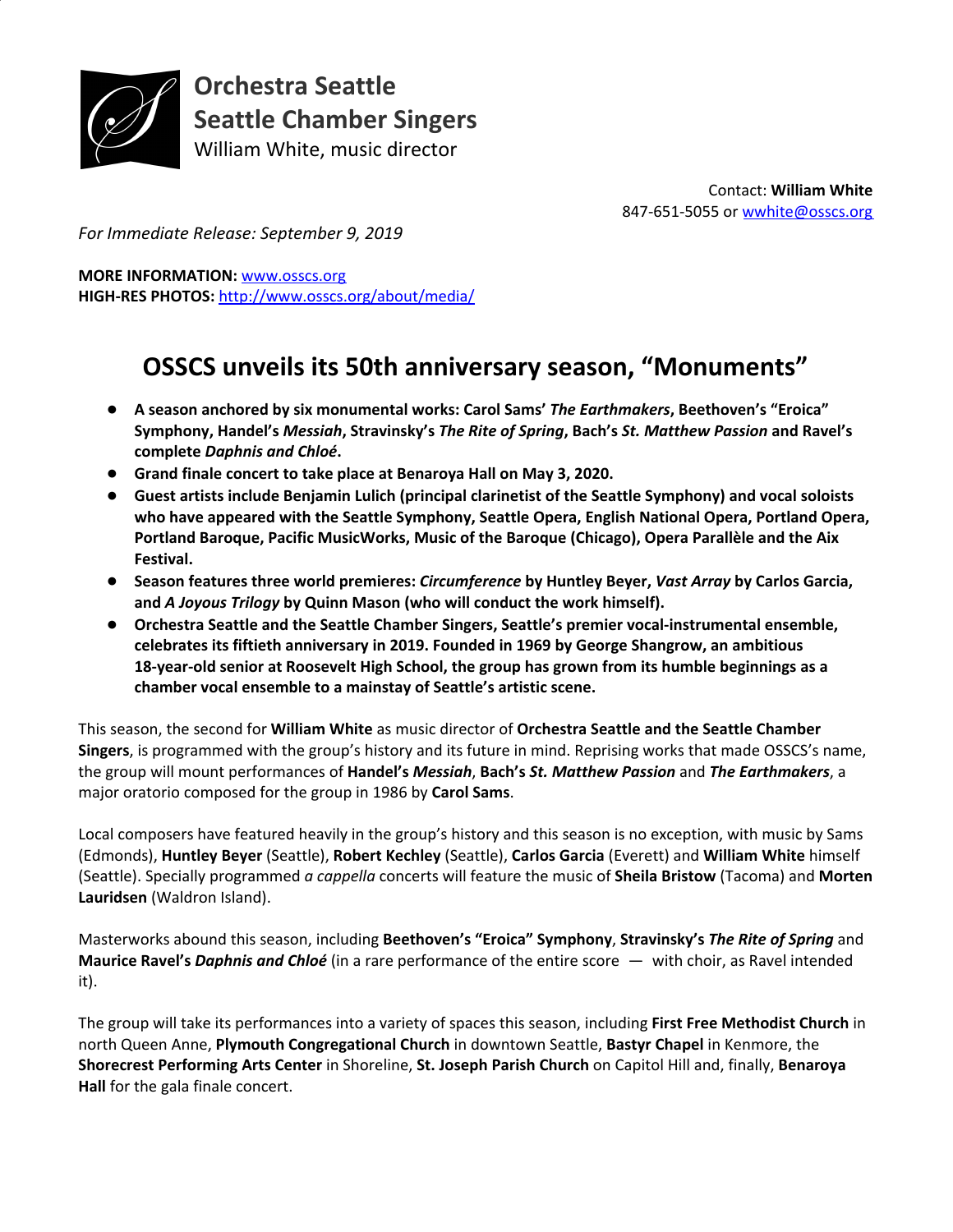**Orchestra Seattle**
**Seattle Chamber Singers**
William White, music director

Contact: **William White**
847-651-5055 or wwhite@osscs.org

*For Immediate Release: September 9, 2019*

**MORE INFORMATION:** www.osscs.org
**HIGH-RES PHOTOS:** http://www.osscs.org/about/media/

# OSSCS unveils its 50th anniversary season, "Monuments"

- **A season anchored by six monumental works: Carol Sams' *The Earthmakers*, Beethoven's "Eroica" Symphony, Handel's *Messiah*, Stravinsky's *The Rite of Spring*, Bach's *St. Matthew Passion* and Ravel's complete *Daphnis and Chloé*.**
- **Grand finale concert to take place at Benaroya Hall on May 3, 2020.**
- **Guest artists include Benjamin Lulich (principal clarinetist of the Seattle Symphony) and vocal soloists who have appeared with the Seattle Symphony, Seattle Opera, English National Opera, Portland Opera, Portland Baroque, Pacific MusicWorks, Music of the Baroque (Chicago), Opera Parallèle and the Aix Festival.**
- **Season features three world premieres: *Circumference* by Huntley Beyer, *Vast Array* by Carlos Garcia, and *A Joyous Trilogy* by Quinn Mason (who will conduct the work himself).**
- **Orchestra Seattle and the Seattle Chamber Singers, Seattle's premier vocal-instrumental ensemble, celebrates its fiftieth anniversary in 2019. Founded in 1969 by George Shangrow, an ambitious 18-year-old senior at Roosevelt High School, the group has grown from its humble beginnings as a chamber vocal ensemble to a mainstay of Seattle's artistic scene.**

This season, the second for **William White** as music director of **Orchestra Seattle and the Seattle Chamber Singers**, is programmed with the group's history and its future in mind. Reprising works that made OSSCS's name, the group will mount performances of **Handel's *Messiah***, **Bach's *St. Matthew Passion*** and ***The Earthmakers***, a major oratorio composed for the group in 1986 by **Carol Sams**.

Local composers have featured heavily in the group's history and this season is no exception, with music by Sams (Edmonds), **Huntley Beyer** (Seattle), **Robert Kechley** (Seattle), **Carlos Garcia** (Everett) and **William White** himself (Seattle). Specially programmed *a cappella* concerts will feature the music of **Sheila Bristow** (Tacoma) and **Morten Lauridsen** (Waldron Island).

Masterworks abound this season, including **Beethoven's "Eroica" Symphony**, **Stravinsky's *The Rite of Spring*** and **Maurice Ravel's *Daphnis and Chloé*** (in a rare performance of the entire score — with choir, as Ravel intended it).

The group will take its performances into a variety of spaces this season, including **First Free Methodist Church** in north Queen Anne, **Plymouth Congregational Church** in downtown Seattle, **Bastyr Chapel** in Kenmore, the **Shorecrest Performing Arts Center** in Shoreline, **St. Joseph Parish Church** on Capitol Hill and, finally, **Benaroya Hall** for the gala finale concert.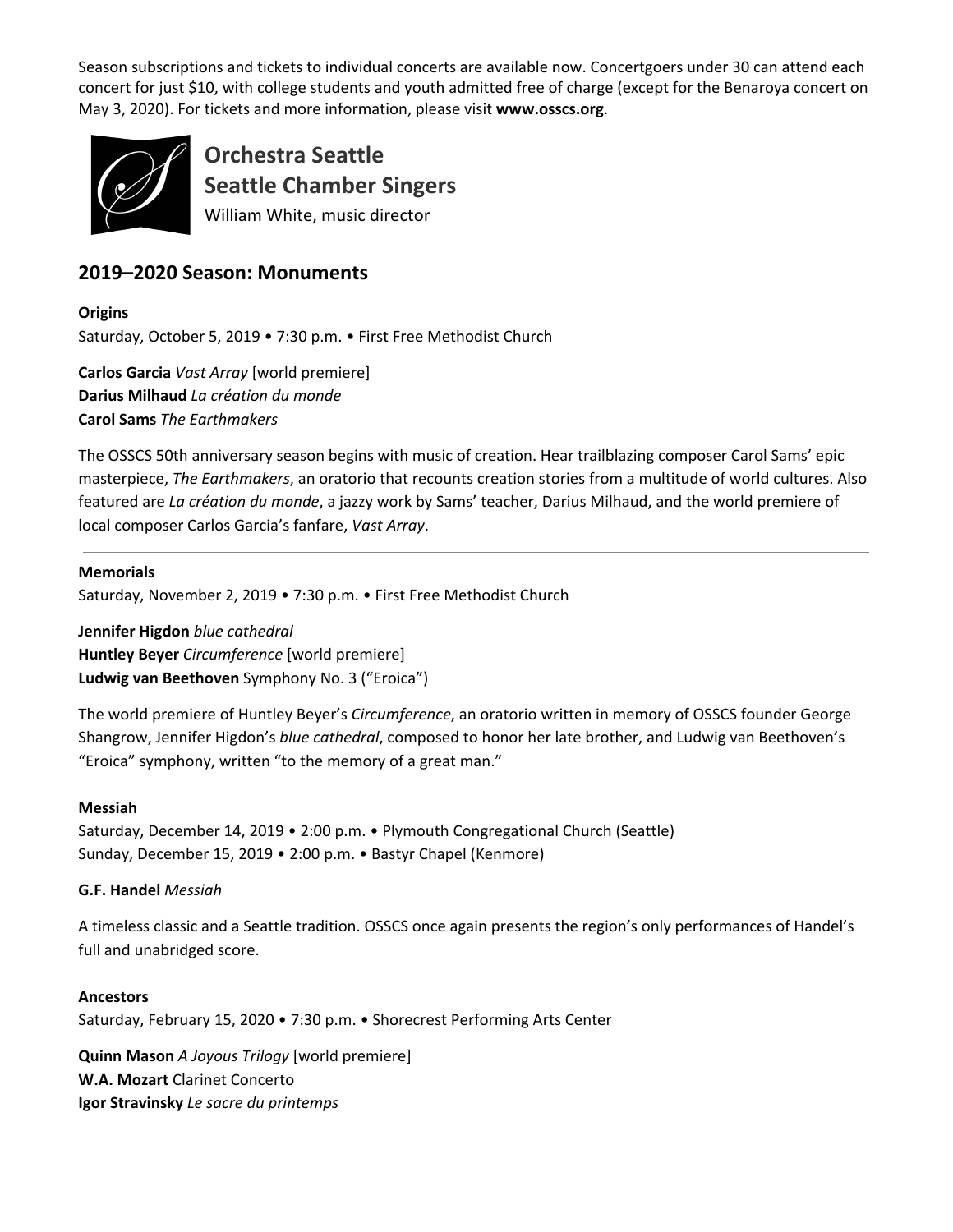Season subscriptions and tickets to individual concerts are available now. Concertgoers under 30 can attend each concert for just $10, with college students and youth admitted free of charge (except for the Benaroya concert on May 3, 2020). For tickets and more information, please visit **www.osscs.org**.

**Orchestra Seattle**
**Seattle Chamber Singers**
William White, music director

## 2019–2020 Season: Monuments

**Origins**
Saturday, October 5, 2019 • 7:30 p.m. • First Free Methodist Church

**Carlos Garcia** *Vast Array* [world premiere]
**Darius Milhaud** *La création du monde*
**Carol Sams** *The Earthmakers*

The OSSCS 50th anniversary season begins with music of creation. Hear trailblazing composer Carol Sams' epic masterpiece, *The Earthmakers*, an oratorio that recounts creation stories from a multitude of world cultures. Also featured are *La création du monde*, a jazzy work by Sams' teacher, Darius Milhaud, and the world premiere of local composer Carlos Garcia's fanfare, *Vast Array*.

---

**Memorials**
Saturday, November 2, 2019 • 7:30 p.m. • First Free Methodist Church

**Jennifer Higdon** *blue cathedral*
**Huntley Beyer** *Circumference* [world premiere]
**Ludwig van Beethoven** Symphony No. 3 ("Eroica")

The world premiere of Huntley Beyer's *Circumference*, an oratorio written in memory of OSSCS founder George Shangrow, Jennifer Higdon's *blue cathedral*, composed to honor her late brother, and Ludwig van Beethoven's "Eroica" symphony, written "to the memory of a great man."

---

**Messiah**
Saturday, December 14, 2019 • 2:00 p.m. • Plymouth Congregational Church (Seattle)
Sunday, December 15, 2019 • 2:00 p.m. • Bastyr Chapel (Kenmore)

**G.F. Handel** *Messiah*

A timeless classic and a Seattle tradition. OSSCS once again presents the region's only performances of Handel's full and unabridged score.

---

**Ancestors**
Saturday, February 15, 2020 • 7:30 p.m. • Shorecrest Performing Arts Center

**Quinn Mason** *A Joyous Trilogy* [world premiere]
**W.A. Mozart** Clarinet Concerto
**Igor Stravinsky** *Le sacre du printemps*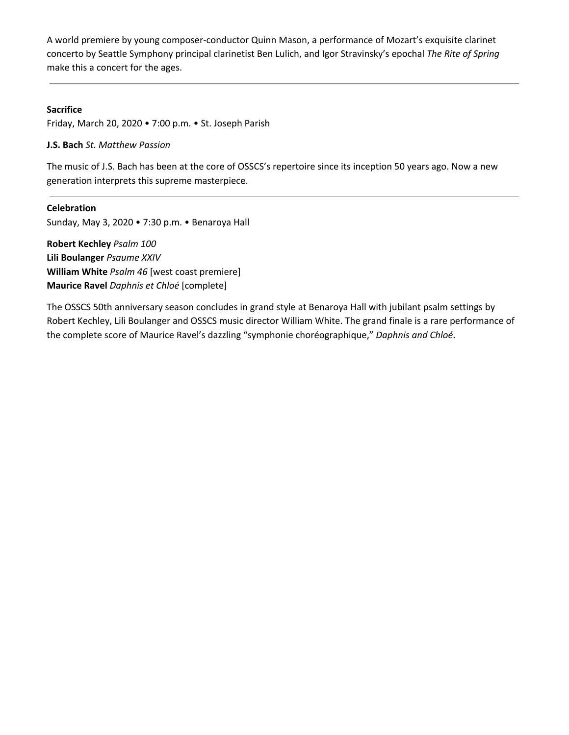A world premiere by young composer-conductor Quinn Mason, a performance of Mozart's exquisite clarinet concerto by Seattle Symphony principal clarinetist Ben Lulich, and Igor Stravinsky's epochal *The Rite of Spring* make this a concert for the ages.

---

**Sacrifice**
Friday, March 20, 2020 • 7:00 p.m. • St. Joseph Parish

**J.S. Bach** *St. Matthew Passion*

The music of J.S. Bach has been at the core of OSSCS's repertoire since its inception 50 years ago. Now a new generation interprets this supreme masterpiece.

---

**Celebration**
Sunday, May 3, 2020 • 7:30 p.m. • Benaroya Hall

**Robert Kechley** *Psalm 100*
**Lili Boulanger** *Psaume XXIV*
**William White** *Psalm 46* [west coast premiere]
**Maurice Ravel** *Daphnis et Chloé* [complete]

The OSSCS 50th anniversary season concludes in grand style at Benaroya Hall with jubilant psalm settings by Robert Kechley, Lili Boulanger and OSSCS music director William White. The grand finale is a rare performance of the complete score of Maurice Ravel's dazzling "symphonie choréographique," *Daphnis and Chloé*.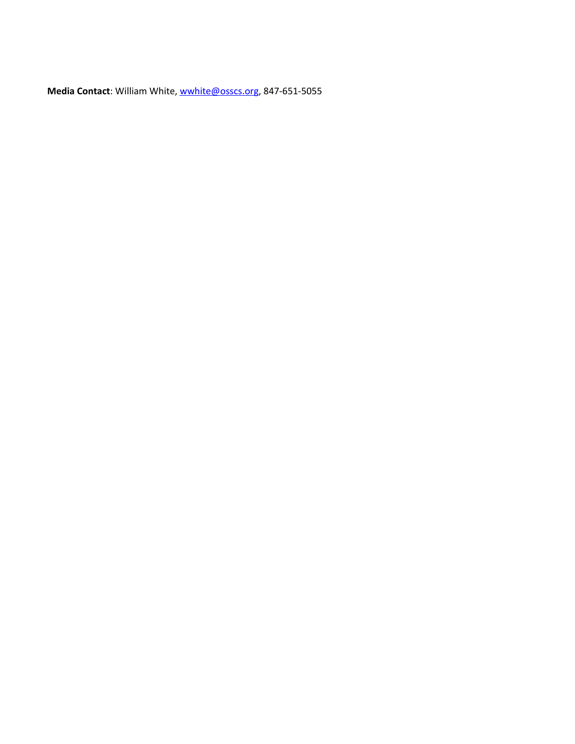**Media Contact**: William White, wwhite@osscs.org, 847-651-5055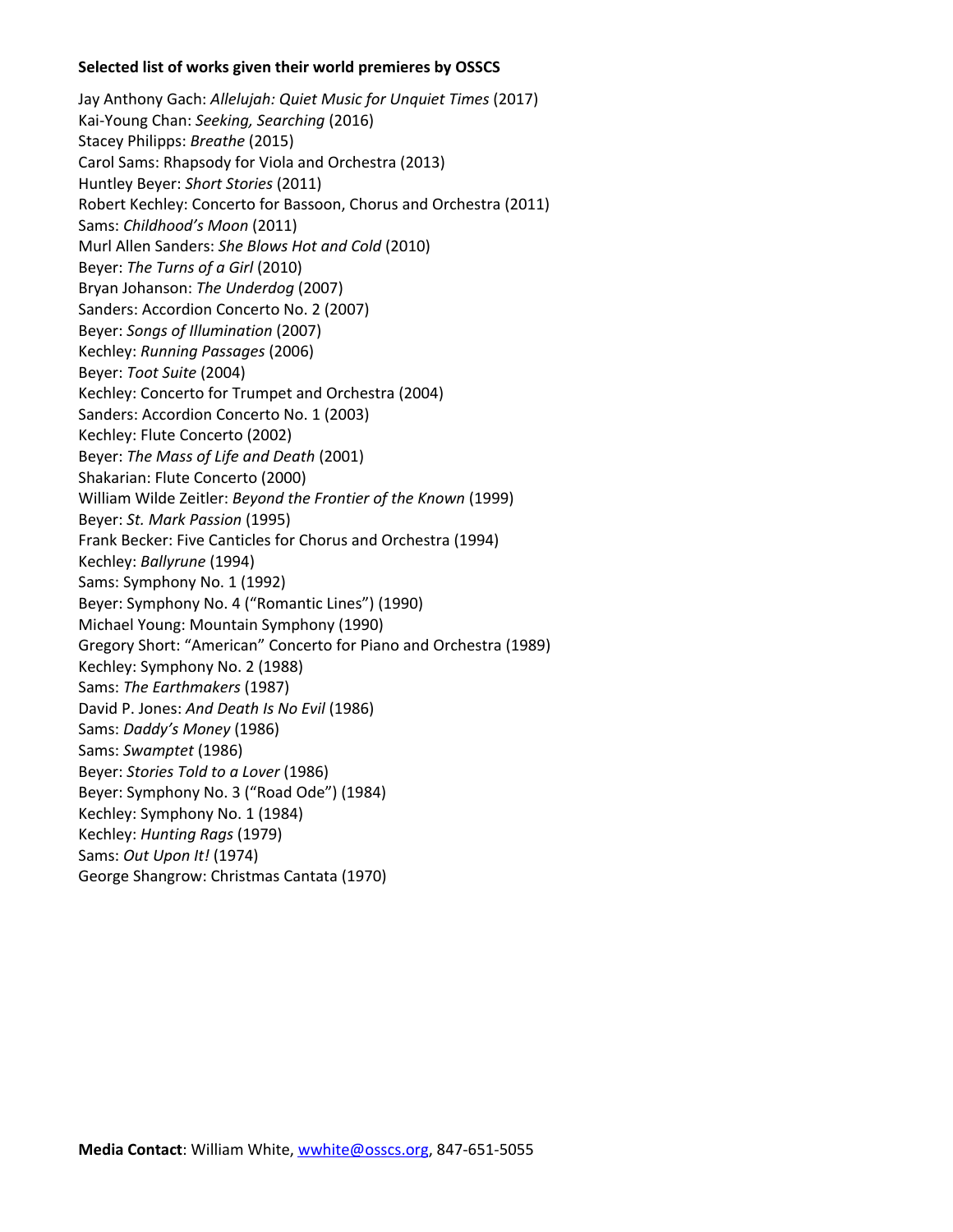**Selected list of works given their world premieres by OSSCS**

Jay Anthony Gach: *Allelujah: Quiet Music for Unquiet Times* (2017)
Kai-Young Chan: *Seeking, Searching* (2016)
Stacey Philipps: *Breathe* (2015)
Carol Sams: Rhapsody for Viola and Orchestra (2013)
Huntley Beyer: *Short Stories* (2011)
Robert Kechley: Concerto for Bassoon, Chorus and Orchestra (2011)
Sams: *Childhood's Moon* (2011)
Murl Allen Sanders: *She Blows Hot and Cold* (2010)
Beyer: *The Turns of a Girl* (2010)
Bryan Johanson: *The Underdog* (2007)
Sanders: Accordion Concerto No. 2 (2007)
Beyer: *Songs of Illumination* (2007)
Kechley: *Running Passages* (2006)
Beyer: *Toot Suite* (2004)
Kechley: Concerto for Trumpet and Orchestra (2004)
Sanders: Accordion Concerto No. 1 (2003)
Kechley: Flute Concerto (2002)
Beyer: *The Mass of Life and Death* (2001)
Shakarian: Flute Concerto (2000)
William Wilde Zeitler: *Beyond the Frontier of the Known* (1999)
Beyer: *St. Mark Passion* (1995)
Frank Becker: Five Canticles for Chorus and Orchestra (1994)
Kechley: *Ballyrune* (1994)
Sams: Symphony No. 1 (1992)
Beyer: Symphony No. 4 ("Romantic Lines") (1990)
Michael Young: Mountain Symphony (1990)
Gregory Short: "American" Concerto for Piano and Orchestra (1989)
Kechley: Symphony No. 2 (1988)
Sams: *The Earthmakers* (1987)
David P. Jones: *And Death Is No Evil* (1986)
Sams: *Daddy's Money* (1986)
Sams: *Swamptet* (1986)
Beyer: *Stories Told to a Lover* (1986)
Beyer: Symphony No. 3 ("Road Ode") (1984)
Kechley: Symphony No. 1 (1984)
Kechley: *Hunting Rags* (1979)
Sams: *Out Upon It!* (1974)
George Shangrow: Christmas Cantata (1970)

**Media Contact**: William White, wwhite@osscs.org, 847-651-5055